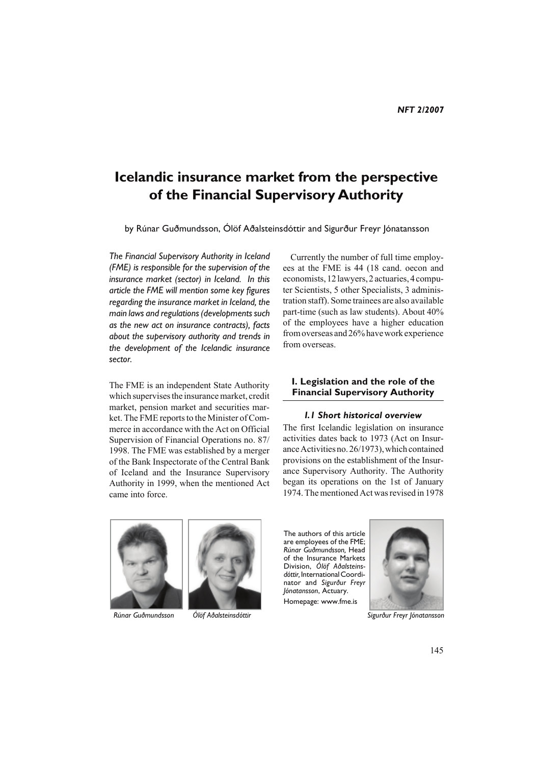# Icelandic insurance market from the perspective of the Financial Supervisory Authority

by Rúnar Guðmundsson, Ólöf Aðalsteinsdóttir and Sigurður Freyr Jónatansson

*The Financial Supervisory Authority in Iceland (FME) is responsible for the supervision of the insurance market (sector) in Iceland. In this article the FME will mention some key figures regarding the insurance market in Iceland, the main laws and regulations (developments such as the new act on insurance contracts), facts about the supervisory authority and trends in the development of the Icelandic insurance sector.*

The FME is an independent State Authority which supervises the insurance market, credit market, pension market and securities market. The FME reports to the Minister of Commerce in accordance with the Act on Official Supervision of Financial Operations no. 87/1998. The FME was established by a merger of the Bank Inspectorate of the Central Bank of Iceland and the Insurance Supervisory Authority in 1999, when the mentioned Act came into force.

Currently the number of full time employees at the FME is 44 (18 cand. oecon and economists, 12 lawyers, 2 actuaries, 4 computer Scientists, 5 other Specialists, 3 administration staff). Some trainees are also available part-time (such as law students). About 40% of the employees have a higher education from overseas and 26% have work experience from overseas.

## I. Legislation and the role of the Financial Supervisory Authority

### *I.1 Short historical overview*

The first Icelandic legislation on insurance activities dates back to 1973 (Act on Insurance Activities no. 26/1973), which contained provisions on the establishment of the Insurance Supervisory Authority. The Authority began its operations on the 1st of January 1974. The mentioned Act was revised in 1978

*Rúnar Guðmundsson*

*Ólöf Aðalsteinsdóttir*

The authors of this article are employees of the FME; *Rúnar Guðmundsson,* Head of the Insurance Markets Division, *Ólöf Aðalsteinsdóttir,* International Coordinator and *Sigurður Freyr Jónatansson*, Actuary.

Homepage: www.fme.is

*Sigurður Freyr Jónatansson*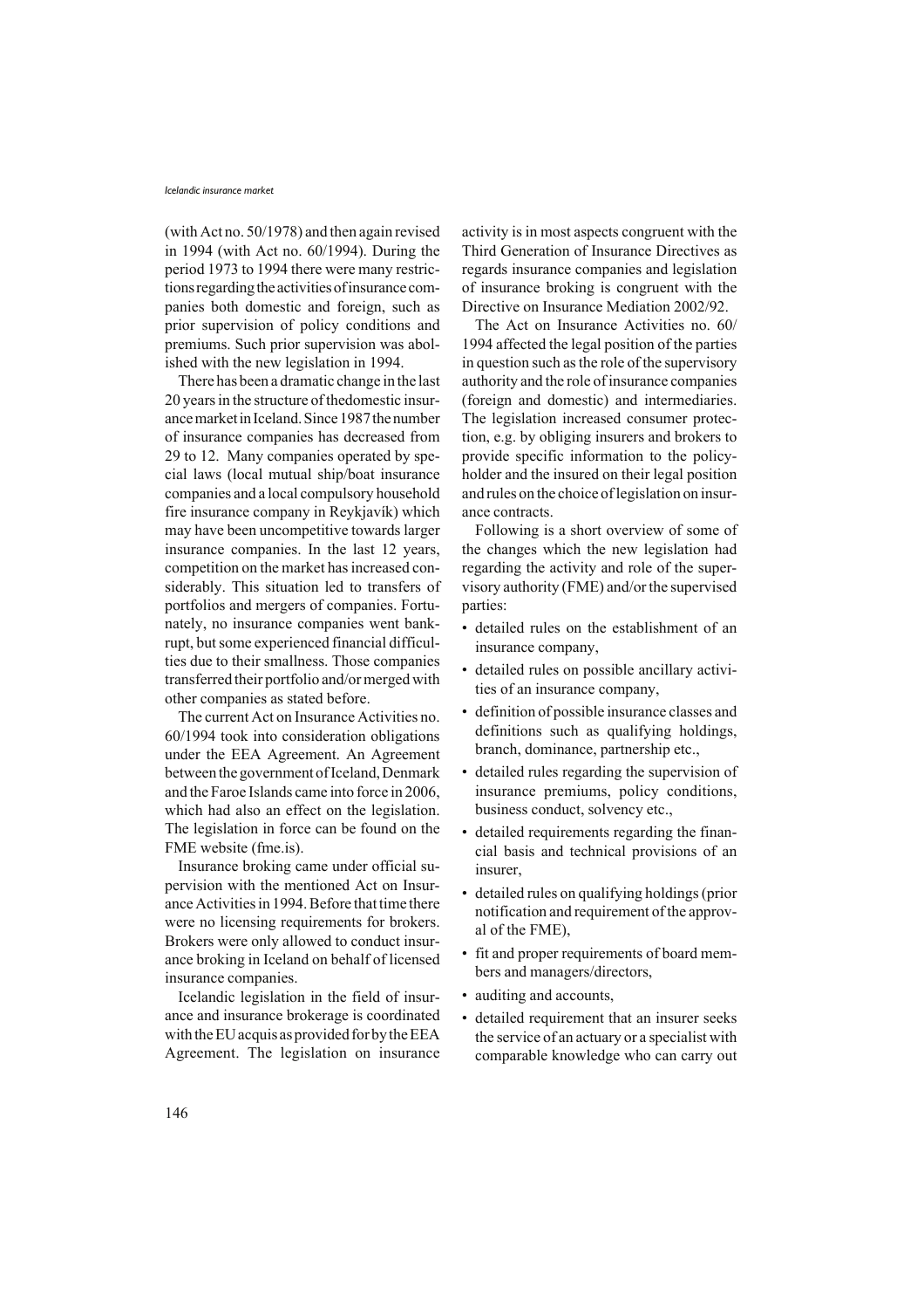(with Act no. 50/1978) and then again revised in 1994 (with Act no. 60/1994). During the period 1973 to 1994 there were many restrictions regarding the activities of insurance companies both domestic and foreign, such as prior supervision of policy conditions and premiums. Such prior supervision was abolished with the new legislation in 1994.

There has been a dramatic change in the last 20 years in the structure of thedomestic insurance market in Iceland. Since 1987 the number of insurance companies has decreased from 29 to 12. Many companies operated by special laws (local mutual ship/boat insurance companies and a local compulsory household fire insurance company in Reykjavík) which may have been uncompetitive towards larger insurance companies. In the last 12 years, competition on the market has increased considerably. This situation led to transfers of portfolios and mergers of companies. Fortunately, no insurance companies went bankrupt, but some experienced financial difficulties due to their smallness. Those companies transferred their portfolio and/or merged with other companies as stated before.

The current Act on Insurance Activities no. 60/1994 took into consideration obligations under the EEA Agreement. An Agreement between the government of Iceland, Denmark and the Faroe Islands came into force in 2006, which had also an effect on the legislation. The legislation in force can be found on the FME website (fme.is).

Insurance broking came under official supervision with the mentioned Act on Insurance Activities in 1994. Before that time there were no licensing requirements for brokers. Brokers were only allowed to conduct insurance broking in Iceland on behalf of licensed insurance companies.

Icelandic legislation in the field of insurance and insurance brokerage is coordinated with the EU acquis as provided for by the EEA Agreement. The legislation on insurance activity is in most aspects congruent with the Third Generation of Insurance Directives as regards insurance companies and legislation of insurance broking is congruent with the Directive on Insurance Mediation 2002/92.

The Act on Insurance Activities no. 60/1994 affected the legal position of the parties in question such as the role of the supervisory authority and the role of insurance companies (foreign and domestic) and intermediaries. The legislation increased consumer protection, e.g. by obliging insurers and brokers to provide specific information to the policyholder and the insured on their legal position and rules on the choice of legislation on insurance contracts.

Following is a short overview of some of the changes which the new legislation had regarding the activity and role of the supervisory authority (FME) and/or the supervised parties:

- detailed rules on the establishment of an insurance company,
- detailed rules on possible ancillary activities of an insurance company,
- definition of possible insurance classes and definitions such as qualifying holdings, branch, dominance, partnership etc.,
- detailed rules regarding the supervision of insurance premiums, policy conditions, business conduct, solvency etc.,
- detailed requirements regarding the financial basis and technical provisions of an insurer,
- detailed rules on qualifying holdings (prior notification and requirement of the approval of the FME),
- fit and proper requirements of board members and managers/directors,
- auditing and accounts,
- detailed requirement that an insurer seeks the service of an actuary or a specialist with comparable knowledge who can carry out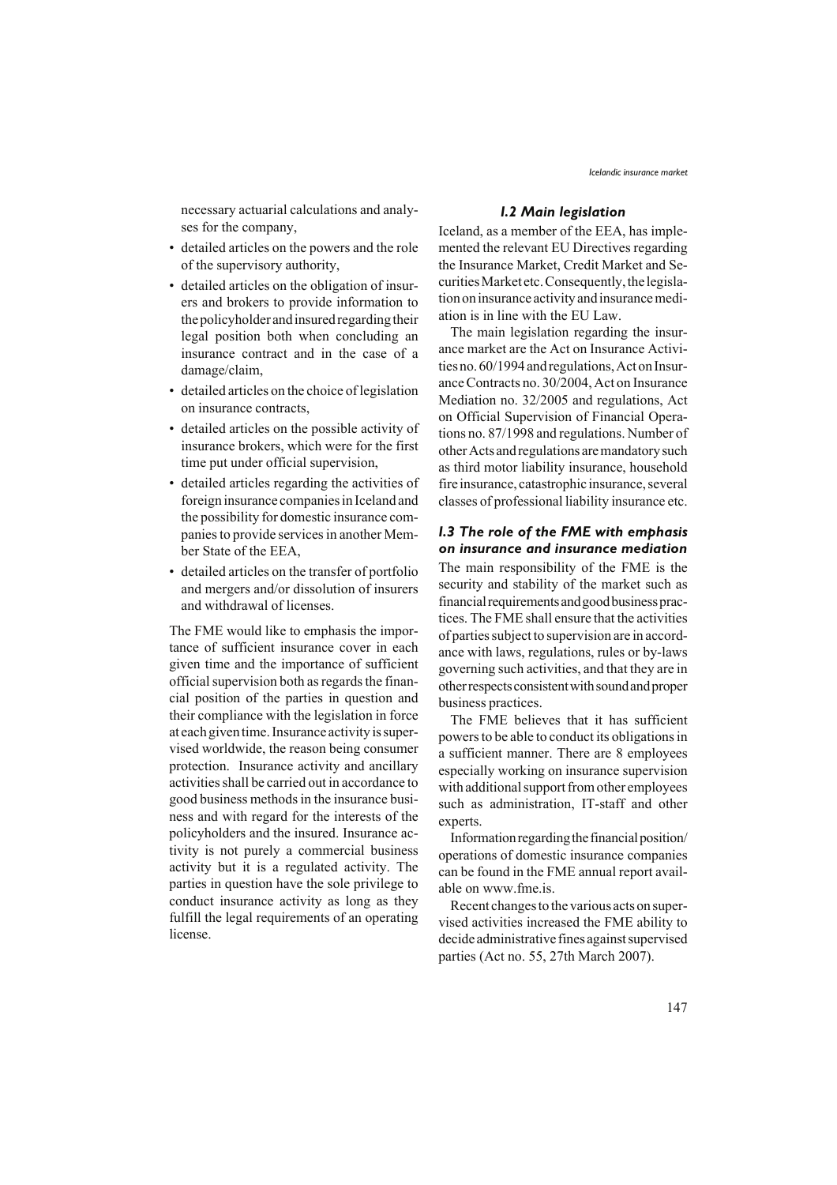necessary actuarial calculations and analyses for the company,

- detailed articles on the powers and the role of the supervisory authority,
- detailed articles on the obligation of insurers and brokers to provide information to the policyholder and insured regarding their legal position both when concluding an insurance contract and in the case of a damage/claim,
- detailed articles on the choice of legislation on insurance contracts,
- detailed articles on the possible activity of insurance brokers, which were for the first time put under official supervision,
- detailed articles regarding the activities of foreign insurance companies in Iceland and the possibility for domestic insurance companies to provide services in another Member State of the EEA,
- detailed articles on the transfer of portfolio and mergers and/or dissolution of insurers and withdrawal of licenses.

The FME would like to emphasis the importance of sufficient insurance cover in each given time and the importance of sufficient official supervision both as regards the financial position of the parties in question and their compliance with the legislation in force at each given time. Insurance activity is supervised worldwide, the reason being consumer protection. Insurance activity and ancillary activities shall be carried out in accordance to good business methods in the insurance business and with regard for the interests of the policyholders and the insured. Insurance activity is not purely a commercial business activity but it is a regulated activity. The parties in question have the sole privilege to conduct insurance activity as long as they fulfill the legal requirements of an operating license.

### *I.2 Main legislation*

Iceland, as a member of the EEA, has implemented the relevant EU Directives regarding the Insurance Market, Credit Market and Securities Market etc. Consequently, the legislation on insurance activity and insurance mediation is in line with the EU Law.

The main legislation regarding the insurance market are the Act on Insurance Activities no. 60/1994 and regulations, Act on Insurance Contracts no. 30/2004, Act on Insurance Mediation no. 32/2005 and regulations, Act on Official Supervision of Financial Operations no. 87/1998 and regulations. Number of other Acts and regulations are mandatory such as third motor liability insurance, household fire insurance, catastrophic insurance, several classes of professional liability insurance etc.

### *I.3 The role of the FME with emphasis on insurance and insurance mediation*

The main responsibility of the FME is the security and stability of the market such as financial requirements and good business practices. The FME shall ensure that the activities of parties subject to supervision are in accordance with laws, regulations, rules or by-laws governing such activities, and that they are in other respects consistent with sound and proper business practices.

The FME believes that it has sufficient powers to be able to conduct its obligations in a sufficient manner. There are 8 employees especially working on insurance supervision with additional support from other employees such as administration, IT-staff and other experts.

Information regarding the financial position/ operations of domestic insurance companies can be found in the FME annual report available on www.fme.is.

Recent changes to the various acts on supervised activities increased the FME ability to decide administrative fines against supervised parties (Act no. 55, 27th March 2007).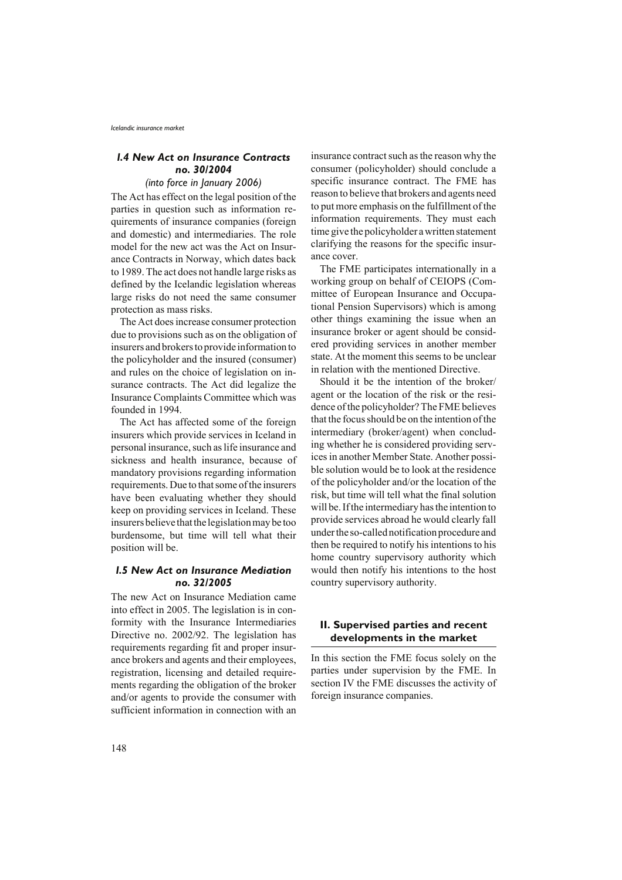### I.4 New Act on Insurance Contracts no. 30/2004

*(into force in January 2006)*

The Act has effect on the legal position of the parties in question such as information requirements of insurance companies (foreign and domestic) and intermediaries. The role model for the new act was the Act on Insurance Contracts in Norway, which dates back to 1989. The act does not handle large risks as defined by the Icelandic legislation whereas large risks do not need the same consumer protection as mass risks.

The Act does increase consumer protection due to provisions such as on the obligation of insurers and brokers to provide information to the policyholder and the insured (consumer) and rules on the choice of legislation on insurance contracts. The Act did legalize the Insurance Complaints Committee which was founded in 1994.

The Act has affected some of the foreign insurers which provide services in Iceland in personal insurance, such as life insurance and sickness and health insurance, because of mandatory provisions regarding information requirements. Due to that some of the insurers have been evaluating whether they should keep on providing services in Iceland. These insurers believe that the legislation may be too burdensome, but time will tell what their position will be.

### I.5 New Act on Insurance Mediation no. 32/2005

The new Act on Insurance Mediation came into effect in 2005. The legislation is in conformity with the Insurance Intermediaries Directive no. 2002/92. The legislation has requirements regarding fit and proper insurance brokers and agents and their employees, registration, licensing and detailed requirements regarding the obligation of the broker and/or agents to provide the consumer with sufficient information in connection with an insurance contract such as the reason why the consumer (policyholder) should conclude a specific insurance contract. The FME has reason to believe that brokers and agents need to put more emphasis on the fulfillment of the information requirements. They must each time give the policyholder a written statement clarifying the reasons for the specific insurance cover.

The FME participates internationally in a working group on behalf of CEIOPS (Committee of European Insurance and Occupational Pension Supervisors) which is among other things examining the issue when an insurance broker or agent should be considered providing services in another member state. At the moment this seems to be unclear in relation with the mentioned Directive.

Should it be the intention of the broker/agent or the location of the risk or the residence of the policyholder? The FME believes that the focus should be on the intention of the intermediary (broker/agent) when concluding whether he is considered providing services in another Member State. Another possible solution would be to look at the residence of the policyholder and/or the location of the risk, but time will tell what the final solution will be. If the intermediary has the intention to provide services abroad he would clearly fall under the so-called notification procedure and then be required to notify his intentions to his home country supervisory authority which would then notify his intentions to the host country supervisory authority.

## II. Supervised parties and recent developments in the market

In this section the FME focus solely on the parties under supervision by the FME. In section IV the FME discusses the activity of foreign insurance companies.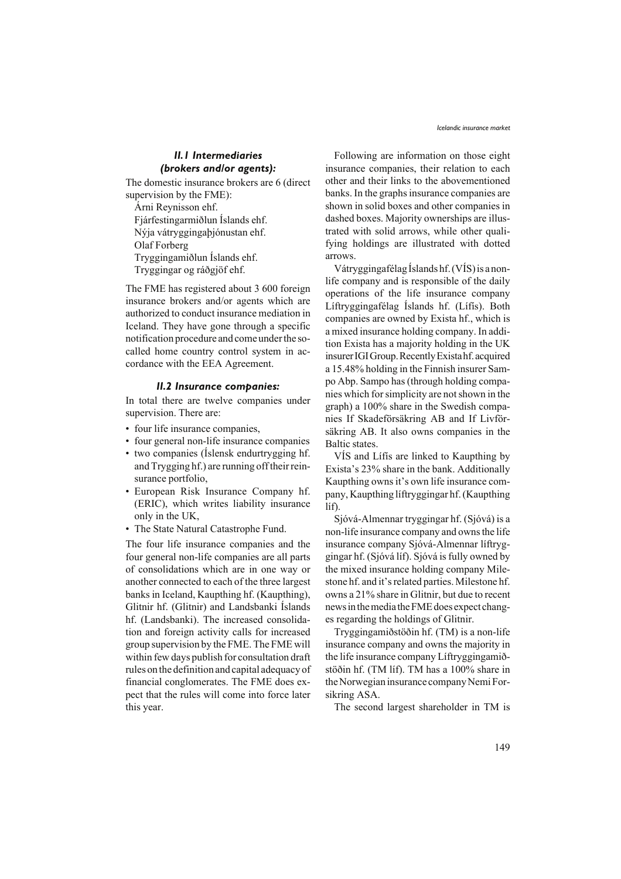### II.1 Intermediaries (brokers and/or agents):

The domestic insurance brokers are 6 (direct supervision by the FME):

Árni Reynisson ehf.
Fjárfestingarmiðlun Íslands ehf.
Nýja vátryggingaþjónustan ehf.
Olaf Forberg
Tryggingamiðlun Íslands ehf.
Tryggingar og ráðgjöf ehf.

The FME has registered about 3 600 foreign insurance brokers and/or agents which are authorized to conduct insurance mediation in Iceland. They have gone through a specific notification procedure and come under the so-called home country control system in accordance with the EEA Agreement.

### II.2 Insurance companies:

In total there are twelve companies under supervision. There are:

- four life insurance companies,
- four general non-life insurance companies
- two companies (Íslensk endurtrygging hf. and Trygging hf.) are running off their reinsurance portfolio,
- European Risk Insurance Company hf. (ERIC), which writes liability insurance only in the UK,
- The State Natural Catastrophe Fund.

The four life insurance companies and the four general non-life companies are all parts of consolidations which are in one way or another connected to each of the three largest banks in Iceland, Kaupthing hf. (Kaupthing), Glitnir hf. (Glitnir) and Landsbanki Íslands hf. (Landsbanki). The increased consolidation and foreign activity calls for increased group supervision by the FME. The FME will within few days publish for consultation draft rules on the definition and capital adequacy of financial conglomerates. The FME does expect that the rules will come into force later this year.

Following are information on those eight insurance companies, their relation to each other and their links to the abovementioned banks. In the graphs insurance companies are shown in solid boxes and other companies in dashed boxes. Majority ownerships are illustrated with solid arrows, while other qualifying holdings are illustrated with dotted arrows.

Vátryggingafélag Íslands hf. (VÍS) is a non-life company and is responsible of the daily operations of the life insurance company Líftryggingafélag Íslands hf. (Lífís). Both companies are owned by Exista hf., which is a mixed insurance holding company. In addition Exista has a majority holding in the UK insurer IGI Group. Recently Exista hf. acquired a 15.48% holding in the Finnish insurer Sampo Abp. Sampo has (through holding companies which for simplicity are not shown in the graph) a 100% share in the Swedish companies If Skadeförsäkring AB and If Livförsäkring AB. It also owns companies in the Baltic states.

VÍS and Lífís are linked to Kaupthing by Exista's 23% share in the bank. Additionally Kaupthing owns it's own life insurance company, Kaupthing líftryggingar hf. (Kaupthing líf).

Sjóvá-Almennar tryggingar hf. (Sjóvá) is a non-life insurance company and owns the life insurance company Sjóvá-Almennar líftryggingar hf. (Sjóvá líf). Sjóvá is fully owned by the mixed insurance holding company Milestone hf. and it's related parties. Milestone hf. owns a 21% share in Glitnir, but due to recent news in the media the FME does expect changes regarding the holdings of Glitnir.

Tryggingamiðstöðin hf. (TM) is a non-life insurance company and owns the majority in the life insurance company Líftryggingamiðstöðin hf. (TM líf). TM has a 100% share in the Norwegian insurance company Nemi Forsikring ASA.

The second largest shareholder in TM is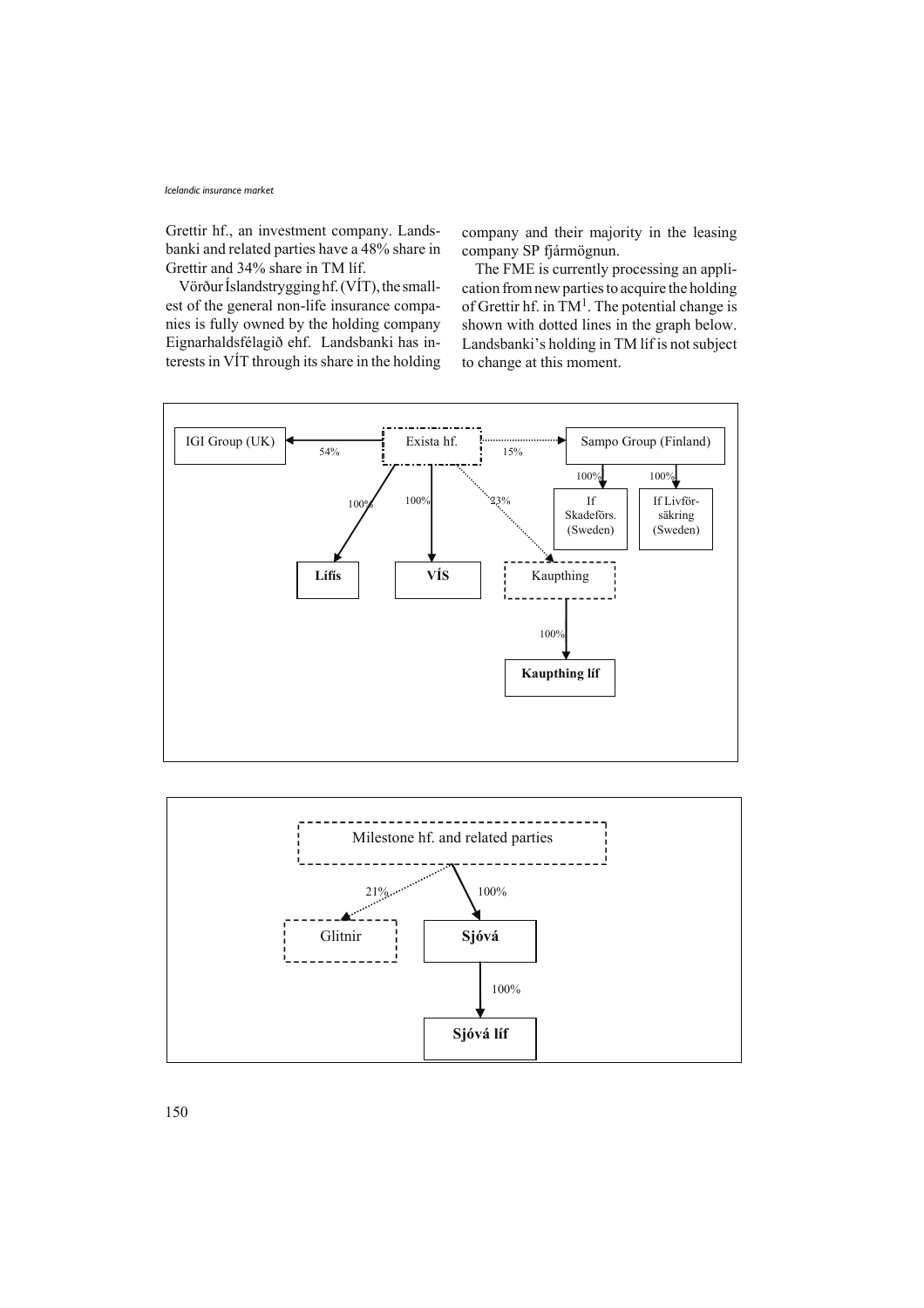Grettir hf., an investment company. Landsbanki and related parties have a 48% share in Grettir and 34% share in TM líf.

Vörður Íslandstrygging hf. (VÍT), the smallest of the general non-life insurance companies is fully owned by the holding company Eignarhaldsfélagið ehf. Landsbanki has interests in VÍT through its share in the holding company and their majority in the leasing company SP fjármögnun.

The FME is currently processing an application from new parties to acquire the holding of Grettir hf. in TM[1]. The potential change is shown with dotted lines in the graph below. Landsbanki's holding in TM líf is not subject to change at this moment.

IGI Group (UK) ← 54% — Exista hf. — 15% ⇢ Sampo Group (Finland)

Exista hf.:
- 100% → **Lífís**
- 100% → **VÍS**
- 23% ⇢ Kaupthing
  - 100% → **Kaupthing líf**

Sampo Group (Finland):
- 100% → If Skadeförs. (Sweden)
- 100% → If Livförsäkring (Sweden)

Milestone hf. and related parties:
- 21% ⇢ Glitnir
- 100% → **Sjóvá**
  - 100% → **Sjóvá líf**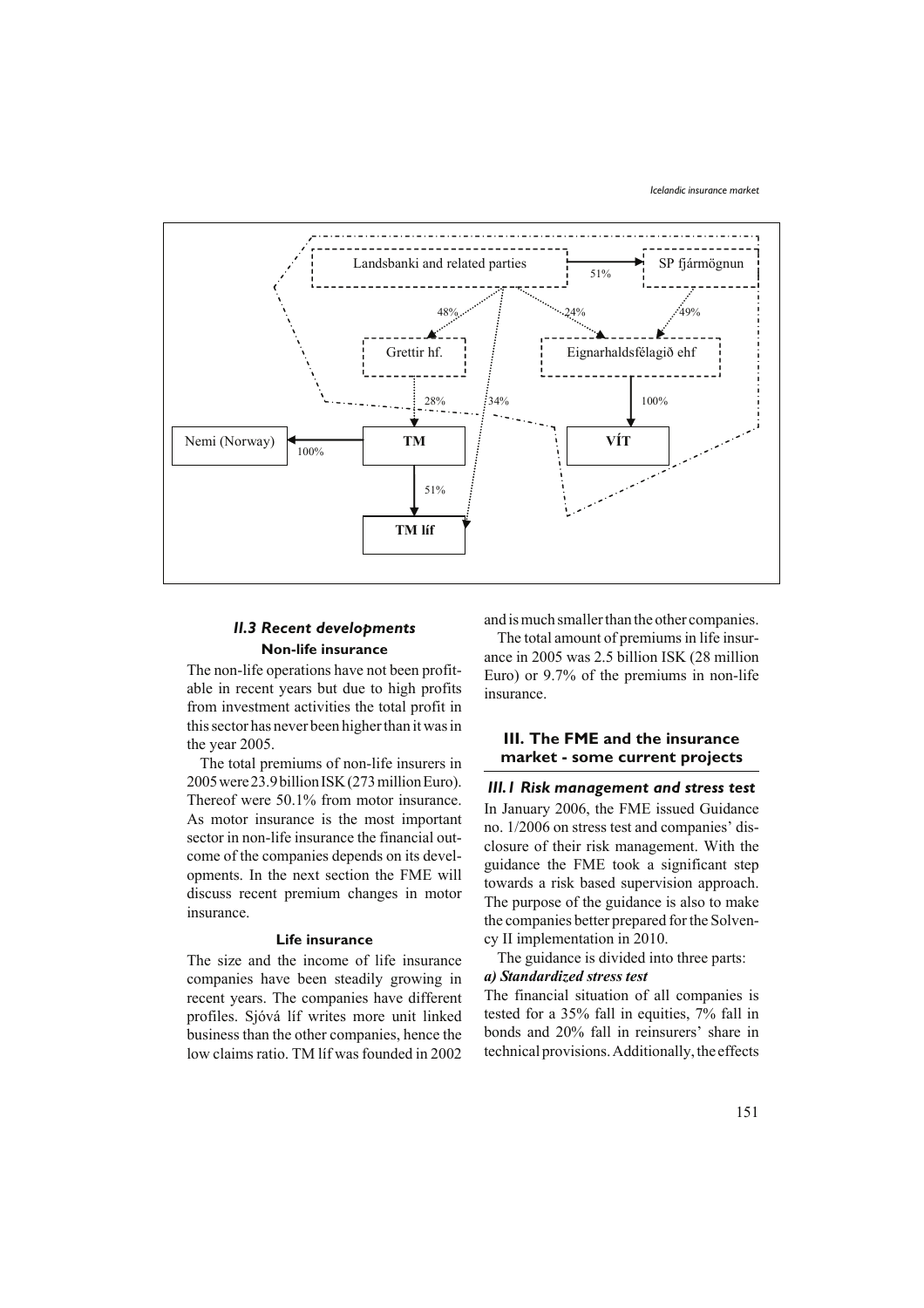## II.3 Recent developments

### Non-life insurance

The non-life operations have not been profitable in recent years but due to high profits from investment activities the total profit in this sector has never been higher than it was in the year 2005.

The total premiums of non-life insurers in 2005 were 23.9 billion ISK (273 million Euro). Thereof were 50.1% from motor insurance. As motor insurance is the most important sector in non-life insurance the financial outcome of the companies depends on its developments. In the next section the FME will discuss recent premium changes in motor insurance.

### Life insurance

The size and the income of life insurance companies have been steadily growing in recent years. The companies have different profiles. Sjóvá líf writes more unit linked business than the other companies, hence the low claims ratio. TM líf was founded in 2002 and is much smaller than the other companies.

The total amount of premiums in life insurance in 2005 was 2.5 billion ISK (28 million Euro) or 9.7% of the premiums in non-life insurance.

## III. The FME and the insurance market - some current projects

### III.1 Risk management and stress test

In January 2006, the FME issued Guidance no. 1/2006 on stress test and companies' disclosure of their risk management. With the guidance the FME took a significant step towards a risk based supervision approach. The purpose of the guidance is also to make the companies better prepared for the Solvency II implementation in 2010.

The guidance is divided into three parts:

***a) Standardized stress test***

The financial situation of all companies is tested for a 35% fall in equities, 7% fall in bonds and 20% fall in reinsurers' share in technical provisions. Additionally, the effects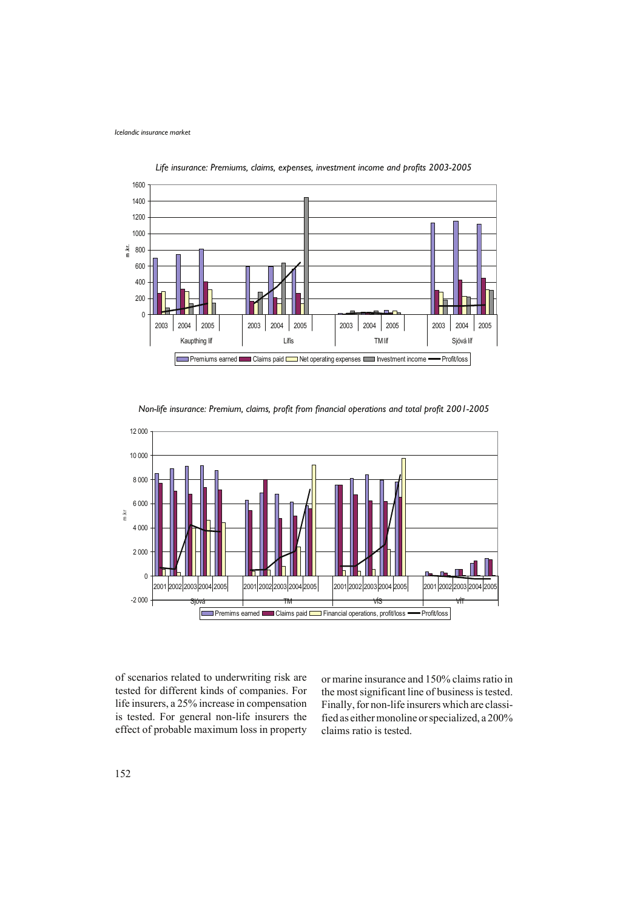*Life insurance: Premiums, claims, expenses, investment income and profits 2003-2005*

*Non-life insurance: Premium, claims, profit from financial operations and total profit 2001-2005*

of scenarios related to underwriting risk are tested for different kinds of companies. For life insurers, a 25% increase in compensation is tested. For general non-life insurers the effect of probable maximum loss in property or marine insurance and 150% claims ratio in the most significant line of business is tested. Finally, for non-life insurers which are classified as either monoline or specialized, a 200% claims ratio is tested.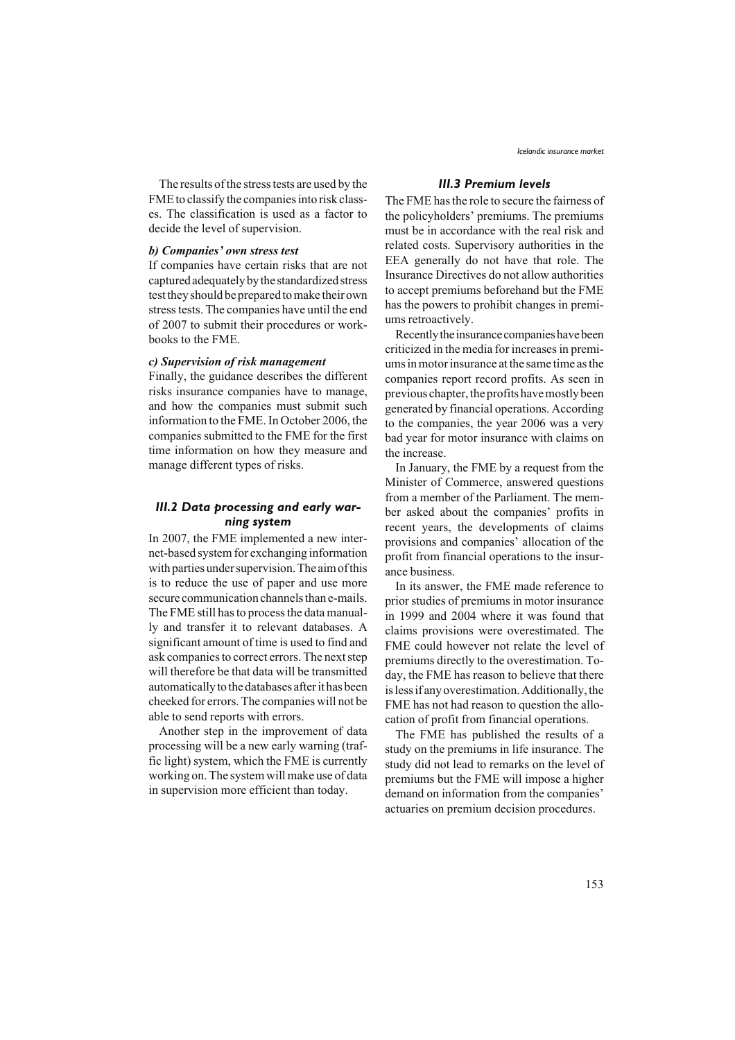The results of the stress tests are used by the FME to classify the companies into risk classes. The classification is used as a factor to decide the level of supervision.

#### *b) Companies' own stress test*

If companies have certain risks that are not captured adequately by the standardized stress test they should be prepared to make their own stress tests. The companies have until the end of 2007 to submit their procedures or workbooks to the FME.

#### *c) Supervision of risk management*

Finally, the guidance describes the different risks insurance companies have to manage, and how the companies must submit such information to the FME. In October 2006, the companies submitted to the FME for the first time information on how they measure and manage different types of risks.

### *III.2 Data processing and early warning system*

In 2007, the FME implemented a new internet-based system for exchanging information with parties under supervision. The aim of this is to reduce the use of paper and use more secure communication channels than e-mails. The FME still has to process the data manually and transfer it to relevant databases. A significant amount of time is used to find and ask companies to correct errors. The next step will therefore be that data will be transmitted automatically to the databases after it has been cheeked for errors. The companies will not be able to send reports with errors.

Another step in the improvement of data processing will be a new early warning (traffic light) system, which the FME is currently working on. The system will make use of data in supervision more efficient than today.

### *III.3 Premium levels*

The FME has the role to secure the fairness of the policyholders' premiums. The premiums must be in accordance with the real risk and related costs. Supervisory authorities in the EEA generally do not have that role. The Insurance Directives do not allow authorities to accept premiums beforehand but the FME has the powers to prohibit changes in premiums retroactively.

Recently the insurance companies have been criticized in the media for increases in premiums in motor insurance at the same time as the companies report record profits. As seen in previous chapter, the profits have mostly been generated by financial operations. According to the companies, the year 2006 was a very bad year for motor insurance with claims on the increase.

In January, the FME by a request from the Minister of Commerce, answered questions from a member of the Parliament. The member asked about the companies' profits in recent years, the developments of claims provisions and companies' allocation of the profit from financial operations to the insurance business.

In its answer, the FME made reference to prior studies of premiums in motor insurance in 1999 and 2004 where it was found that claims provisions were overestimated. The FME could however not relate the level of premiums directly to the overestimation. Today, the FME has reason to believe that there is less if any overestimation. Additionally, the FME has not had reason to question the allocation of profit from financial operations.

The FME has published the results of a study on the premiums in life insurance. The study did not lead to remarks on the level of premiums but the FME will impose a higher demand on information from the companies' actuaries on premium decision procedures.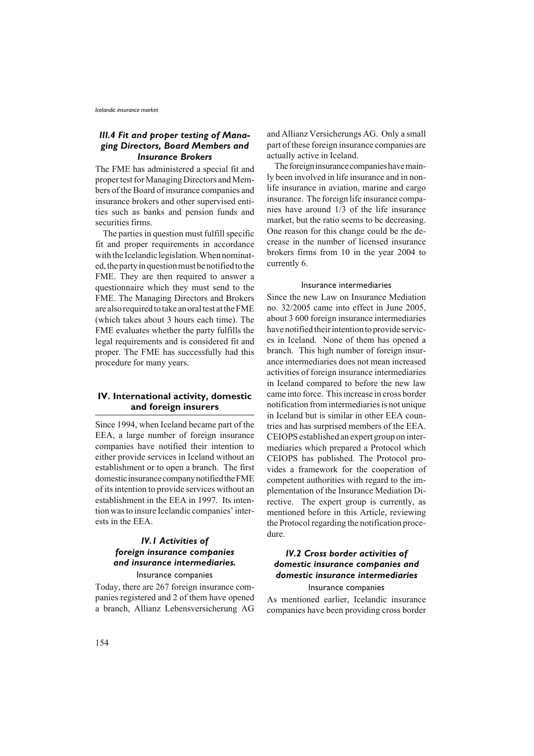### *III.4 Fit and proper testing of Managing Directors, Board Members and Insurance Brokers*

The FME has administered a special fit and proper test for Managing Directors and Members of the Board of insurance companies and insurance brokers and other supervised entities such as banks and pension funds and securities firms.

The parties in question must fulfill specific fit and proper requirements in accordance with the Icelandic legislation. When nominated, the party in question must be notified to the FME. They are then required to answer a questionnaire which they must send to the FME. The Managing Directors and Brokers are also required to take an oral test at the FME (which takes about 3 hours each time). The FME evaluates whether the party fulfills the legal requirements and is considered fit and proper. The FME has successfully had this procedure for many years.

## IV. International activity, domestic and foreign insurers

Since 1994, when Iceland became part of the EEA, a large number of foreign insurance companies have notified their intention to either provide services in Iceland without an establishment or to open a branch. The first domestic insurance company notified the FME of its intention to provide services without an establishment in the EEA in 1997. Its intention was to insure Icelandic companies' interests in the EEA.

### *IV.1 Activities of foreign insurance companies and insurance intermediaries.*

#### Insurance companies

Today, there are 267 foreign insurance companies registered and 2 of them have opened a branch, Allianz Lebensversicherung AG and Allianz Versicherungs AG. Only a small part of these foreign insurance companies are actually active in Iceland.

The foreign insurance companies have mainly been involved in life insurance and in non-life insurance in aviation, marine and cargo insurance. The foreign life insurance companies have around 1/3 of the life insurance market, but the ratio seems to be decreasing. One reason for this change could be the decrease in the number of licensed insurance brokers firms from 10 in the year 2004 to currently 6.

#### Insurance intermediaries

Since the new Law on Insurance Mediation no. 32/2005 came into effect in June 2005, about 3 600 foreign insurance intermediaries have notified their intention to provide services in Iceland. None of them has opened a branch. This high number of foreign insurance intermediaries does not mean increased activities of foreign insurance intermediaries in Iceland compared to before the new law came into force. This increase in cross border notification from intermediaries is not unique in Iceland but is similar in other EEA countries and has surprised members of the EEA. CEIOPS established an expert group on intermediaries which prepared a Protocol which CEIOPS has published. The Protocol provides a framework for the cooperation of competent authorities with regard to the implementation of the Insurance Mediation Directive. The expert group is currently, as mentioned before in this Article, reviewing the Protocol regarding the notification procedure.

### *IV.2 Cross border activities of domestic insurance companies and domestic insurance intermediaries*

#### Insurance companies

As mentioned earlier, Icelandic insurance companies have been providing cross border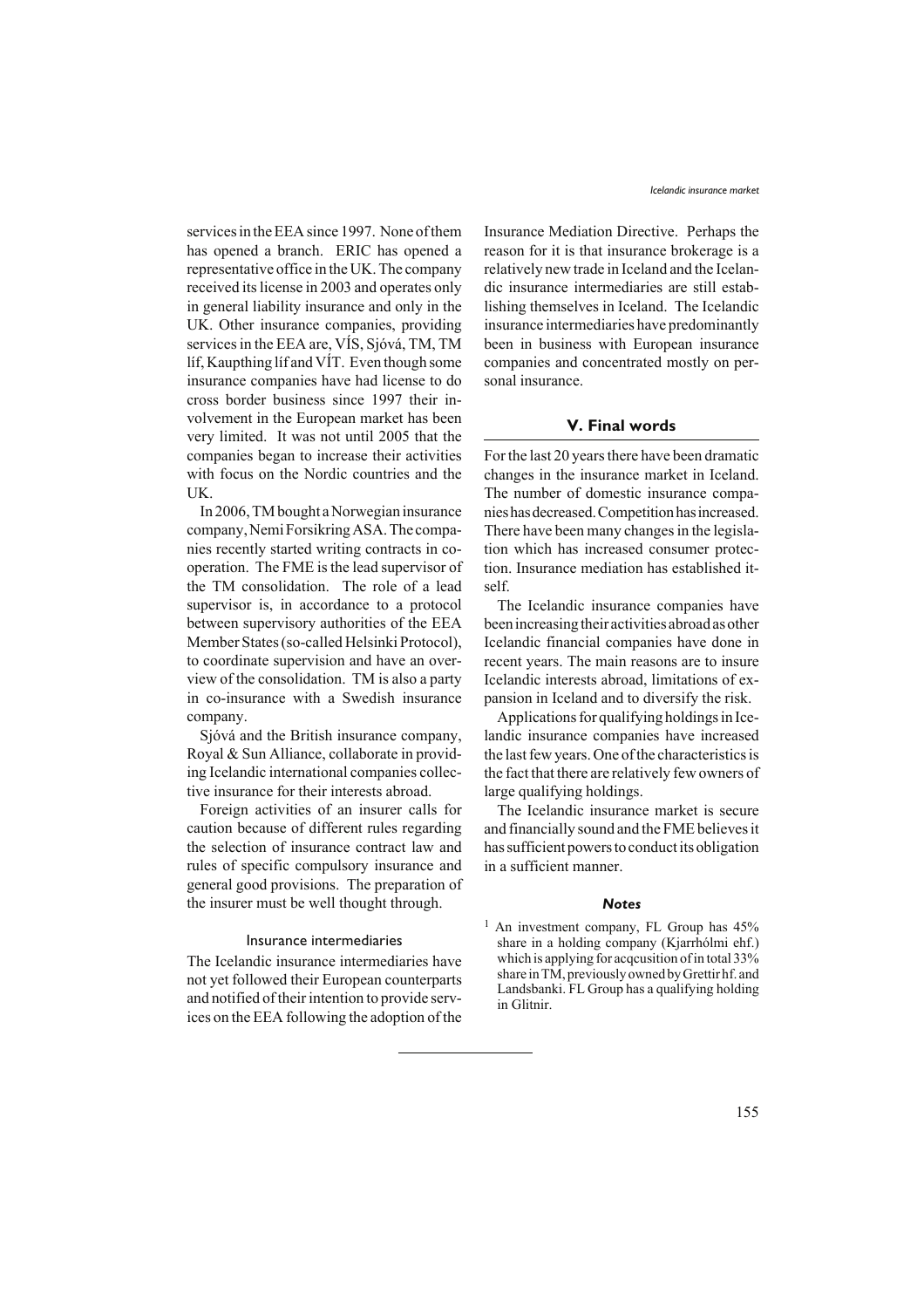services in the EEA since 1997. None of them has opened a branch. ERIC has opened a representative office in the UK. The company received its license in 2003 and operates only in general liability insurance and only in the UK. Other insurance companies, providing services in the EEA are, VÍS, Sjóvá, TM, TM líf, Kaupthing líf and VÍT. Even though some insurance companies have had license to do cross border business since 1997 their involvement in the European market has been very limited. It was not until 2005 that the companies began to increase their activities with focus on the Nordic countries and the UK.

In 2006, TM bought a Norwegian insurance company, Nemi Forsikring ASA. The companies recently started writing contracts in cooperation. The FME is the lead supervisor of the TM consolidation. The role of a lead supervisor is, in accordance to a protocol between supervisory authorities of the EEA Member States (so-called Helsinki Protocol), to coordinate supervision and have an overview of the consolidation. TM is also a party in co-insurance with a Swedish insurance company.

Sjóvá and the British insurance company, Royal & Sun Alliance, collaborate in providing Icelandic international companies collective insurance for their interests abroad.

Foreign activities of an insurer calls for caution because of different rules regarding the selection of insurance contract law and rules of specific compulsory insurance and general good provisions. The preparation of the insurer must be well thought through.

### Insurance intermediaries

The Icelandic insurance intermediaries have not yet followed their European counterparts and notified of their intention to provide services on the EEA following the adoption of the Insurance Mediation Directive. Perhaps the reason for it is that insurance brokerage is a relatively new trade in Iceland and the Icelandic insurance intermediaries are still establishing themselves in Iceland. The Icelandic insurance intermediaries have predominantly been in business with European insurance companies and concentrated mostly on personal insurance.

## V. Final words

For the last 20 years there have been dramatic changes in the insurance market in Iceland. The number of domestic insurance companies has decreased. Competition has increased. There have been many changes in the legislation which has increased consumer protection. Insurance mediation has established itself.

The Icelandic insurance companies have been increasing their activities abroad as other Icelandic financial companies have done in recent years. The main reasons are to insure Icelandic interests abroad, limitations of expansion in Iceland and to diversify the risk.

Applications for qualifying holdings in Icelandic insurance companies have increased the last few years. One of the characteristics is the fact that there are relatively few owners of large qualifying holdings.

The Icelandic insurance market is secure and financially sound and the FME believes it has sufficient powers to conduct its obligation in a sufficient manner.

### *Notes*

[1] An investment company, FL Group has 45% share in a holding company (Kjarrhólmi ehf.) which is applying for acqcusition of in total 33% share in TM, previously owned by Grettir hf. and Landsbanki. FL Group has a qualifying holding in Glitnir.